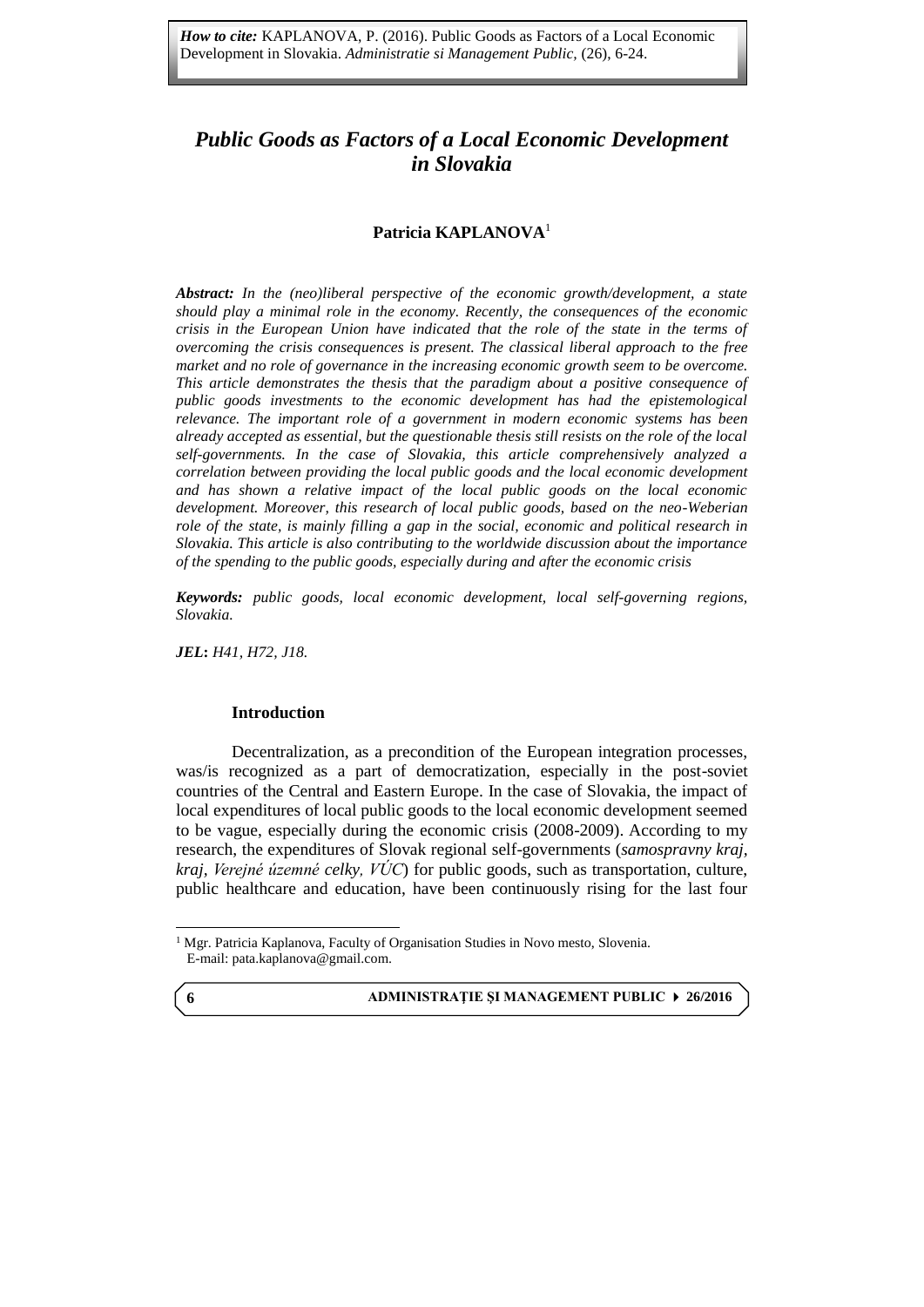*How to cite:* KAPLANOVA, P. (2016). Public Goods as Factors of a Local Economic Development in Slovakia. *Administratie si Management Public*, (26), 6-24.

# *Public Goods as Factors of a Local Economic Development in Slovakia*

**Patricia KAPLANOVA**[1]

***Abstract:*** *In the (neo)liberal perspective of the economic growth/development, a state should play a minimal role in the economy. Recently, the consequences of the economic crisis in the European Union have indicated that the role of the state in the terms of overcoming the crisis consequences is present. The classical liberal approach to the free market and no role of governance in the increasing economic growth seem to be overcome. This article demonstrates the thesis that the paradigm about a positive consequence of public goods investments to the economic development has had the epistemological relevance. The important role of a government in modern economic systems has been already accepted as essential, but the questionable thesis still resists on the role of the local self-governments. In the case of Slovakia, this article comprehensively analyzed a correlation between providing the local public goods and the local economic development and has shown a relative impact of the local public goods on the local economic development. Moreover, this research of local public goods, based on the neo-Weberian role of the state, is mainly filling a gap in the social, economic and political research in Slovakia. This article is also contributing to the worldwide discussion about the importance of the spending to the public goods, especially during and after the economic crisis*

***Keywords:*** *public goods, local economic development, local self-governing regions, Slovakia.*

***JEL*:** *H41, H72, J18.*

## Introduction

Decentralization, as a precondition of the European integration processes, was/is recognized as a part of democratization, especially in the post-soviet countries of the Central and Eastern Europe. In the case of Slovakia, the impact of local expenditures of local public goods to the local economic development seemed to be vague, especially during the economic crisis (2008-2009). According to my research, the expenditures of Slovak regional self-governments (*samospravny kraj*, *kraj*, *Verejné územné celky, VÚC*) for public goods, such as transportation, culture, public healthcare and education, have been continuously rising for the last four

---

[1] Mgr. Patricia Kaplanova, Faculty of Organisation Studies in Novo mesto, Slovenia. E-mail: pata.kaplanova@gmail.com.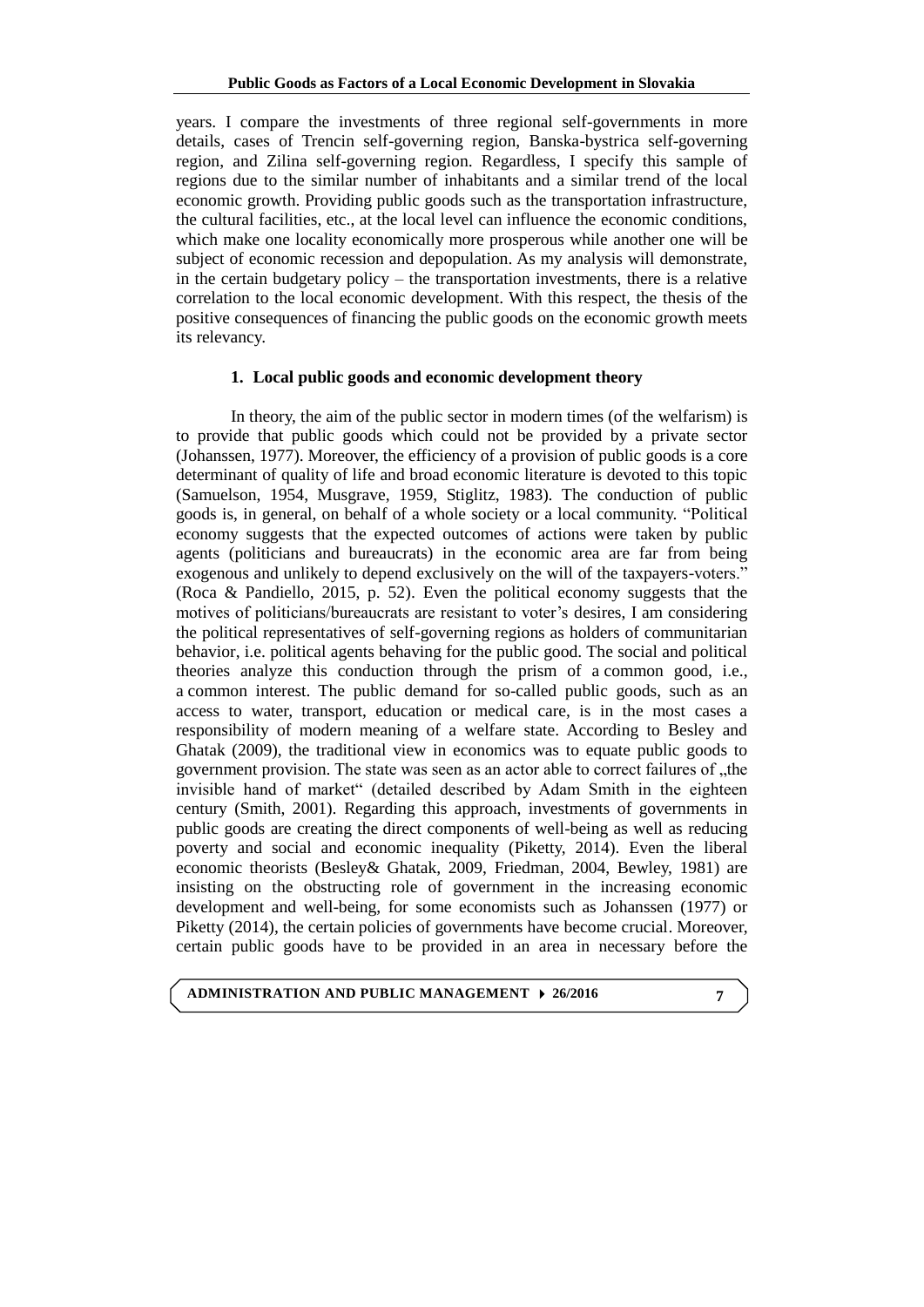years. I compare the investments of three regional self-governments in more details, cases of Trencin self-governing region, Banska-bystrica self-governing region, and Zilina self-governing region. Regardless, I specify this sample of regions due to the similar number of inhabitants and a similar trend of the local economic growth. Providing public goods such as the transportation infrastructure, the cultural facilities, etc., at the local level can influence the economic conditions, which make one locality economically more prosperous while another one will be subject of economic recession and depopulation. As my analysis will demonstrate, in the certain budgetary policy – the transportation investments, there is a relative correlation to the local economic development. With this respect, the thesis of the positive consequences of financing the public goods on the economic growth meets its relevancy.

## 1. Local public goods and economic development theory

In theory, the aim of the public sector in modern times (of the welfarism) is to provide that public goods which could not be provided by a private sector (Johanssen, 1977). Moreover, the efficiency of a provision of public goods is a core determinant of quality of life and broad economic literature is devoted to this topic (Samuelson, 1954, Musgrave, 1959, Stiglitz, 1983). The conduction of public goods is, in general, on behalf of a whole society or a local community. "Political economy suggests that the expected outcomes of actions were taken by public agents (politicians and bureaucrats) in the economic area are far from being exogenous and unlikely to depend exclusively on the will of the taxpayers-voters." (Roca & Pandiello, 2015, p. 52). Even the political economy suggests that the motives of politicians/bureaucrats are resistant to voter's desires, I am considering the political representatives of self-governing regions as holders of communitarian behavior, i.e. political agents behaving for the public good. The social and political theories analyze this conduction through the prism of a common good, i.e., a common interest. The public demand for so-called public goods, such as an access to water, transport, education or medical care, is in the most cases a responsibility of modern meaning of a welfare state. According to Besley and Ghatak (2009), the traditional view in economics was to equate public goods to government provision. The state was seen as an actor able to correct failures of „the invisible hand of market" (detailed described by Adam Smith in the eighteen century (Smith, 2001). Regarding this approach, investments of governments in public goods are creating the direct components of well-being as well as reducing poverty and social and economic inequality (Piketty, 2014). Even the liberal economic theorists (Besley& Ghatak, 2009, Friedman, 2004, Bewley, 1981) are insisting on the obstructing role of government in the increasing economic development and well-being, for some economists such as Johanssen (1977) or Piketty (2014), the certain policies of governments have become crucial. Moreover, certain public goods have to be provided in an area in necessary before the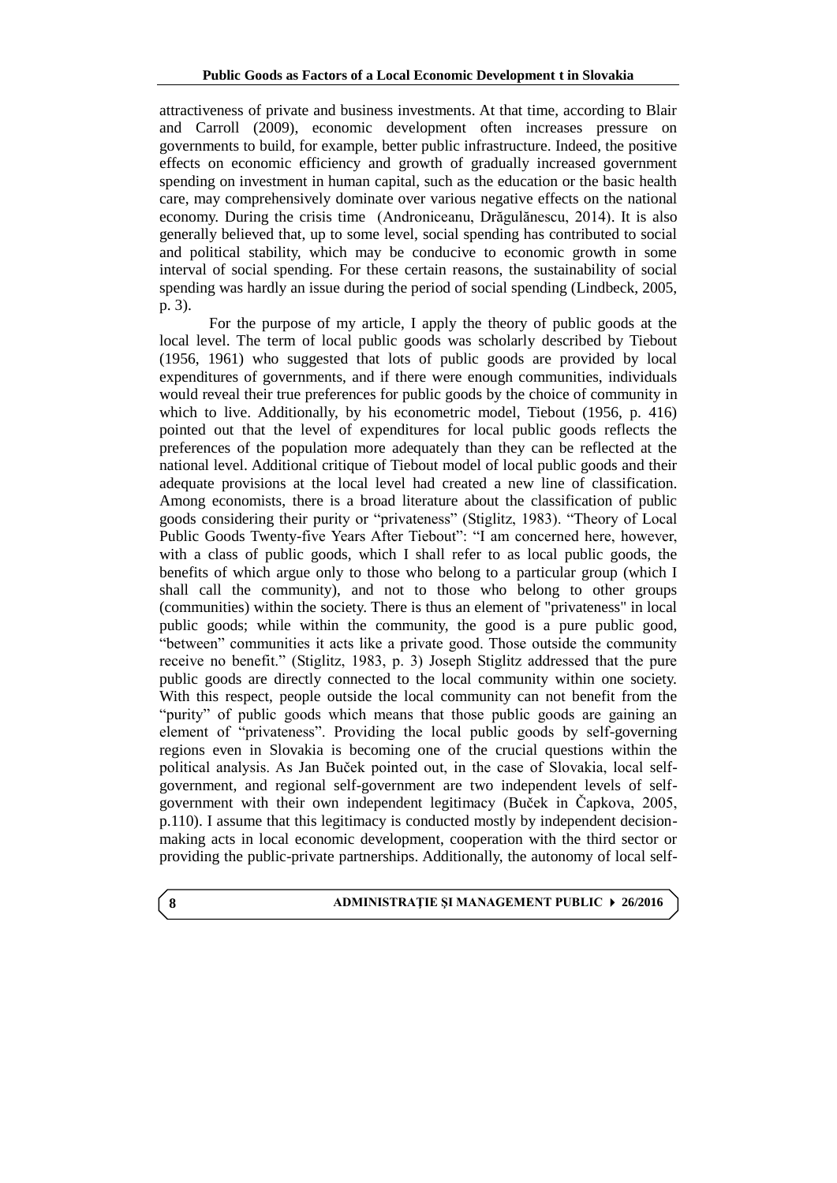attractiveness of private and business investments. At that time, according to Blair and Carroll (2009), economic development often increases pressure on governments to build, for example, better public infrastructure. Indeed, the positive effects on economic efficiency and growth of gradually increased government spending on investment in human capital, such as the education or the basic health care, may comprehensively dominate over various negative effects on the national economy. During the crisis time (Androniceanu, Drăgulănescu, 2014). It is also generally believed that, up to some level, social spending has contributed to social and political stability, which may be conducive to economic growth in some interval of social spending. For these certain reasons, the sustainability of social spending was hardly an issue during the period of social spending (Lindbeck, 2005, p. 3).

For the purpose of my article, I apply the theory of public goods at the local level. The term of local public goods was scholarly described by Tiebout (1956, 1961) who suggested that lots of public goods are provided by local expenditures of governments, and if there were enough communities, individuals would reveal their true preferences for public goods by the choice of community in which to live. Additionally, by his econometric model, Tiebout (1956, p. 416) pointed out that the level of expenditures for local public goods reflects the preferences of the population more adequately than they can be reflected at the national level. Additional critique of Tiebout model of local public goods and their adequate provisions at the local level had created a new line of classification. Among economists, there is a broad literature about the classification of public goods considering their purity or "privateness" (Stiglitz, 1983). "Theory of Local Public Goods Twenty-five Years After Tiebout": "I am concerned here, however, with a class of public goods, which I shall refer to as local public goods, the benefits of which argue only to those who belong to a particular group (which I shall call the community), and not to those who belong to other groups (communities) within the society. There is thus an element of "privateness" in local public goods; while within the community, the good is a pure public good, "between" communities it acts like a private good. Those outside the community receive no benefit." (Stiglitz, 1983, p. 3) Joseph Stiglitz addressed that the pure public goods are directly connected to the local community within one society. With this respect, people outside the local community can not benefit from the "purity" of public goods which means that those public goods are gaining an element of "privateness". Providing the local public goods by self-governing regions even in Slovakia is becoming one of the crucial questions within the political analysis. As Jan Buček pointed out, in the case of Slovakia, local self-government, and regional self-government are two independent levels of self-government with their own independent legitimacy (Buček in Čapkova, 2005, p.110). I assume that this legitimacy is conducted mostly by independent decision-making acts in local economic development, cooperation with the third sector or providing the public-private partnerships. Additionally, the autonomy of local self-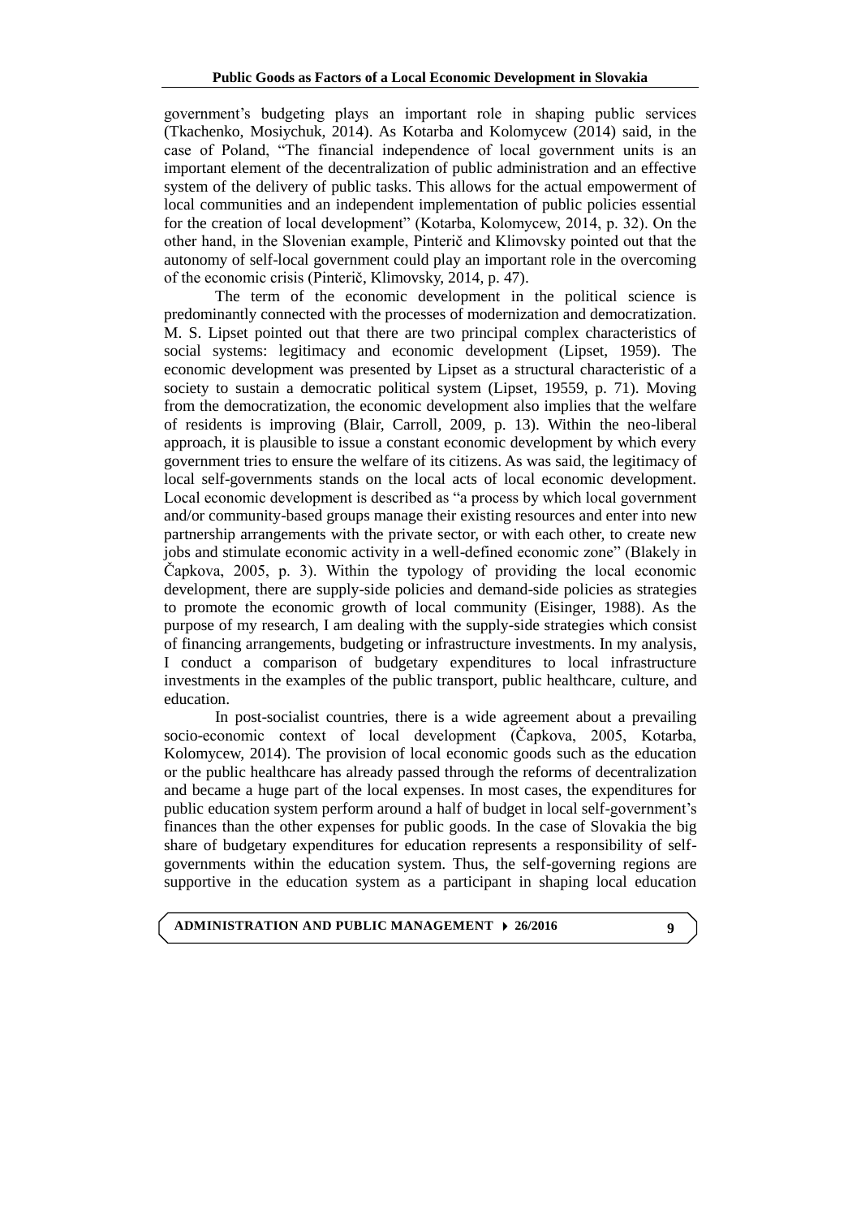government's budgeting plays an important role in shaping public services (Tkachenko, Mosiychuk, 2014). As Kotarba and Kolomycew (2014) said, in the case of Poland, "The financial independence of local government units is an important element of the decentralization of public administration and an effective system of the delivery of public tasks. This allows for the actual empowerment of local communities and an independent implementation of public policies essential for the creation of local development" (Kotarba, Kolomycew, 2014, p. 32). On the other hand, in the Slovenian example, Pinterič and Klimovsky pointed out that the autonomy of self-local government could play an important role in the overcoming of the economic crisis (Pinterič, Klimovsky, 2014, p. 47).

The term of the economic development in the political science is predominantly connected with the processes of modernization and democratization. M. S. Lipset pointed out that there are two principal complex characteristics of social systems: legitimacy and economic development (Lipset, 1959). The economic development was presented by Lipset as a structural characteristic of a society to sustain a democratic political system (Lipset, 19559, p. 71). Moving from the democratization, the economic development also implies that the welfare of residents is improving (Blair, Carroll, 2009, p. 13). Within the neo-liberal approach, it is plausible to issue a constant economic development by which every government tries to ensure the welfare of its citizens. As was said, the legitimacy of local self-governments stands on the local acts of local economic development. Local economic development is described as "a process by which local government and/or community-based groups manage their existing resources and enter into new partnership arrangements with the private sector, or with each other, to create new jobs and stimulate economic activity in a well-defined economic zone" (Blakely in Čapkova, 2005, p. 3). Within the typology of providing the local economic development, there are supply-side policies and demand-side policies as strategies to promote the economic growth of local community (Eisinger, 1988). As the purpose of my research, I am dealing with the supply-side strategies which consist of financing arrangements, budgeting or infrastructure investments. In my analysis, I conduct a comparison of budgetary expenditures to local infrastructure investments in the examples of the public transport, public healthcare, culture, and education.

In post-socialist countries, there is a wide agreement about a prevailing socio-economic context of local development (Čapkova, 2005, Kotarba, Kolomycew, 2014). The provision of local economic goods such as the education or the public healthcare has already passed through the reforms of decentralization and became a huge part of the local expenses. In most cases, the expenditures for public education system perform around a half of budget in local self-government's finances than the other expenses for public goods. In the case of Slovakia the big share of budgetary expenditures for education represents a responsibility of self-governments within the education system. Thus, the self-governing regions are supportive in the education system as a participant in shaping local education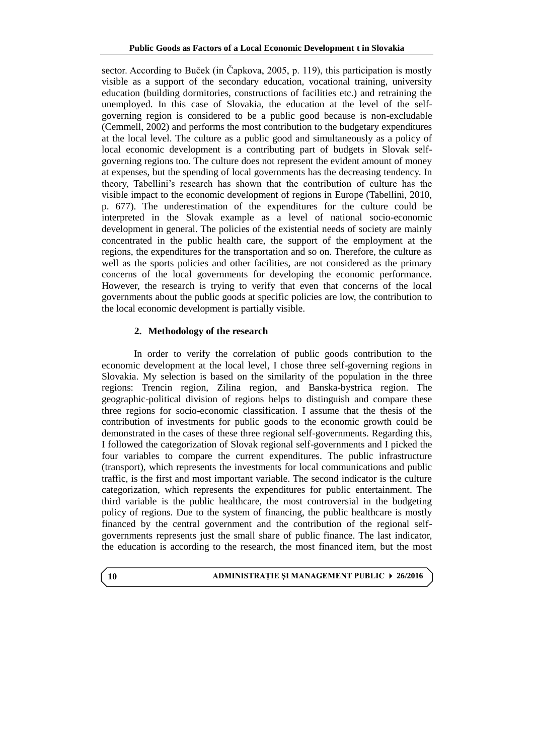sector. According to Buček (in Čapkova, 2005, p. 119), this participation is mostly visible as a support of the secondary education, vocational training, university education (building dormitories, constructions of facilities etc.) and retraining the unemployed. In this case of Slovakia, the education at the level of the self-governing region is considered to be a public good because is non-excludable (Cemmell, 2002) and performs the most contribution to the budgetary expenditures at the local level. The culture as a public good and simultaneously as a policy of local economic development is a contributing part of budgets in Slovak self-governing regions too. The culture does not represent the evident amount of money at expenses, but the spending of local governments has the decreasing tendency. In theory, Tabellini's research has shown that the contribution of culture has the visible impact to the economic development of regions in Europe (Tabellini, 2010, p. 677). The underestimation of the expenditures for the culture could be interpreted in the Slovak example as a level of national socio-economic development in general. The policies of the existential needs of society are mainly concentrated in the public health care, the support of the employment at the regions, the expenditures for the transportation and so on. Therefore, the culture as well as the sports policies and other facilities, are not considered as the primary concerns of the local governments for developing the economic performance. However, the research is trying to verify that even that concerns of the local governments about the public goods at specific policies are low, the contribution to the local economic development is partially visible.

## 2. Methodology of the research

In order to verify the correlation of public goods contribution to the economic development at the local level, I chose three self-governing regions in Slovakia. My selection is based on the similarity of the population in the three regions: Trencin region, Zilina region, and Banska-bystrica region. The geographic-political division of regions helps to distinguish and compare these three regions for socio-economic classification. I assume that the thesis of the contribution of investments for public goods to the economic growth could be demonstrated in the cases of these three regional self-governments. Regarding this, I followed the categorization of Slovak regional self-governments and I picked the four variables to compare the current expenditures. The public infrastructure (transport), which represents the investments for local communications and public traffic, is the first and most important variable. The second indicator is the culture categorization, which represents the expenditures for public entertainment. The third variable is the public healthcare, the most controversial in the budgeting policy of regions. Due to the system of financing, the public healthcare is mostly financed by the central government and the contribution of the regional self-governments represents just the small share of public finance. The last indicator, the education is according to the research, the most financed item, but the most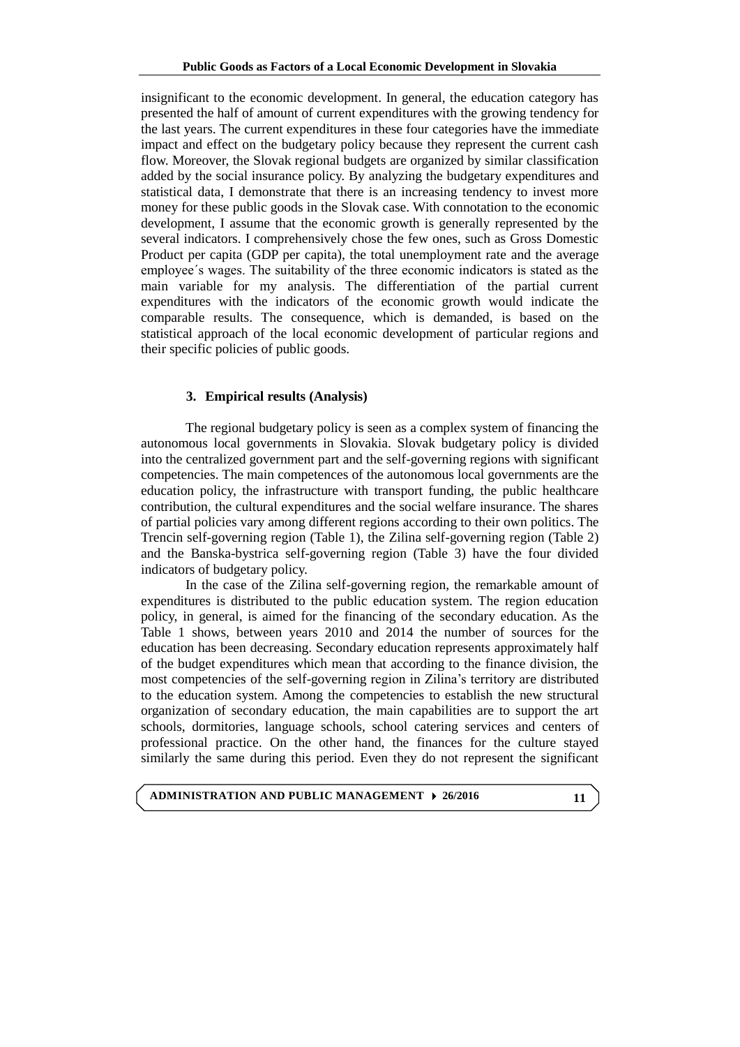insignificant to the economic development. In general, the education category has presented the half of amount of current expenditures with the growing tendency for the last years. The current expenditures in these four categories have the immediate impact and effect on the budgetary policy because they represent the current cash flow. Moreover, the Slovak regional budgets are organized by similar classification added by the social insurance policy. By analyzing the budgetary expenditures and statistical data, I demonstrate that there is an increasing tendency to invest more money for these public goods in the Slovak case. With connotation to the economic development, I assume that the economic growth is generally represented by the several indicators. I comprehensively chose the few ones, such as Gross Domestic Product per capita (GDP per capita), the total unemployment rate and the average employee´s wages. The suitability of the three economic indicators is stated as the main variable for my analysis. The differentiation of the partial current expenditures with the indicators of the economic growth would indicate the comparable results. The consequence, which is demanded, is based on the statistical approach of the local economic development of particular regions and their specific policies of public goods.

### 3. Empirical results (Analysis)

The regional budgetary policy is seen as a complex system of financing the autonomous local governments in Slovakia. Slovak budgetary policy is divided into the centralized government part and the self-governing regions with significant competencies. The main competences of the autonomous local governments are the education policy, the infrastructure with transport funding, the public healthcare contribution, the cultural expenditures and the social welfare insurance. The shares of partial policies vary among different regions according to their own politics. The Trencin self-governing region (Table 1), the Zilina self-governing region (Table 2) and the Banska-bystrica self-governing region (Table 3) have the four divided indicators of budgetary policy.

In the case of the Zilina self-governing region, the remarkable amount of expenditures is distributed to the public education system. The region education policy, in general, is aimed for the financing of the secondary education. As the Table 1 shows, between years 2010 and 2014 the number of sources for the education has been decreasing. Secondary education represents approximately half of the budget expenditures which mean that according to the finance division, the most competencies of the self-governing region in Zilina's territory are distributed to the education system. Among the competencies to establish the new structural organization of secondary education, the main capabilities are to support the art schools, dormitories, language schools, school catering services and centers of professional practice. On the other hand, the finances for the culture stayed similarly the same during this period. Even they do not represent the significant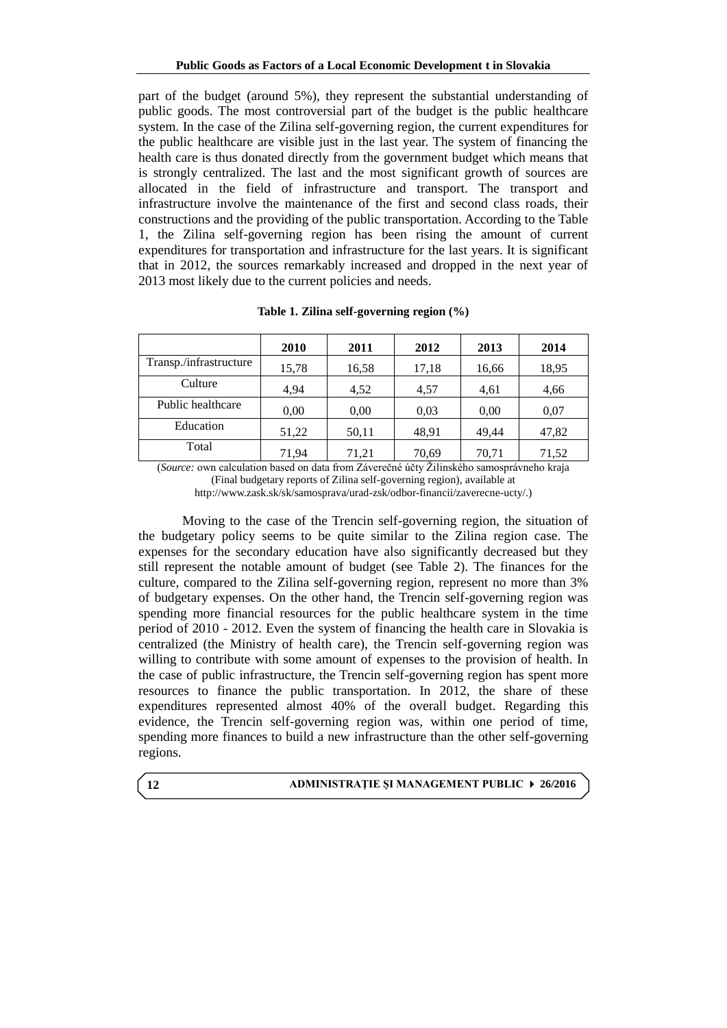part of the budget (around 5%), they represent the substantial understanding of public goods. The most controversial part of the budget is the public healthcare system. In the case of the Zilina self-governing region, the current expenditures for the public healthcare are visible just in the last year. The system of financing the health care is thus donated directly from the government budget which means that is strongly centralized. The last and the most significant growth of sources are allocated in the field of infrastructure and transport. The transport and infrastructure involve the maintenance of the first and second class roads, their constructions and the providing of the public transportation. According to the Table 1, the Zilina self-governing region has been rising the amount of current expenditures for transportation and infrastructure for the last years. It is significant that in 2012, the sources remarkably increased and dropped in the next year of 2013 most likely due to the current policies and needs.

**Table 1. Zilina self-governing region (%)**

| | 2010 | 2011 | 2012 | 2013 | 2014 |
|---|---|---|---|---|---|
| Transp./infrastructure | 15,78 | 16,58 | 17,18 | 16,66 | 18,95 |
| Culture | 4,94 | 4,52 | 4,57 | 4,61 | 4,66 |
| Public healthcare | 0,00 | 0,00 | 0,03 | 0,00 | 0,07 |
| Education | 51,22 | 50,11 | 48,91 | 49,44 | 47,82 |
| Total | 71,94 | 71,21 | 70,69 | 70,71 | 71,52 |

(*Source:* own calculation based on data from Záverečné účty Žilinského samosprávneho kraja (Final budgetary reports of Zilina self-governing region), available at http://www.zask.sk/sk/samosprava/urad-zsk/odbor-financii/zaverecne-ucty/.)

Moving to the case of the Trencin self-governing region, the situation of the budgetary policy seems to be quite similar to the Zilina region case. The expenses for the secondary education have also significantly decreased but they still represent the notable amount of budget (see Table 2). The finances for the culture, compared to the Zilina self-governing region, represent no more than 3% of budgetary expenses. On the other hand, the Trencin self-governing region was spending more financial resources for the public healthcare system in the time period of 2010 - 2012. Even the system of financing the health care in Slovakia is centralized (the Ministry of health care), the Trencin self-governing region was willing to contribute with some amount of expenses to the provision of health. In the case of public infrastructure, the Trencin self-governing region has spent more resources to finance the public transportation. In 2012, the share of these expenditures represented almost 40% of the overall budget. Regarding this evidence, the Trencin self-governing region was, within one period of time, spending more finances to build a new infrastructure than the other self-governing regions.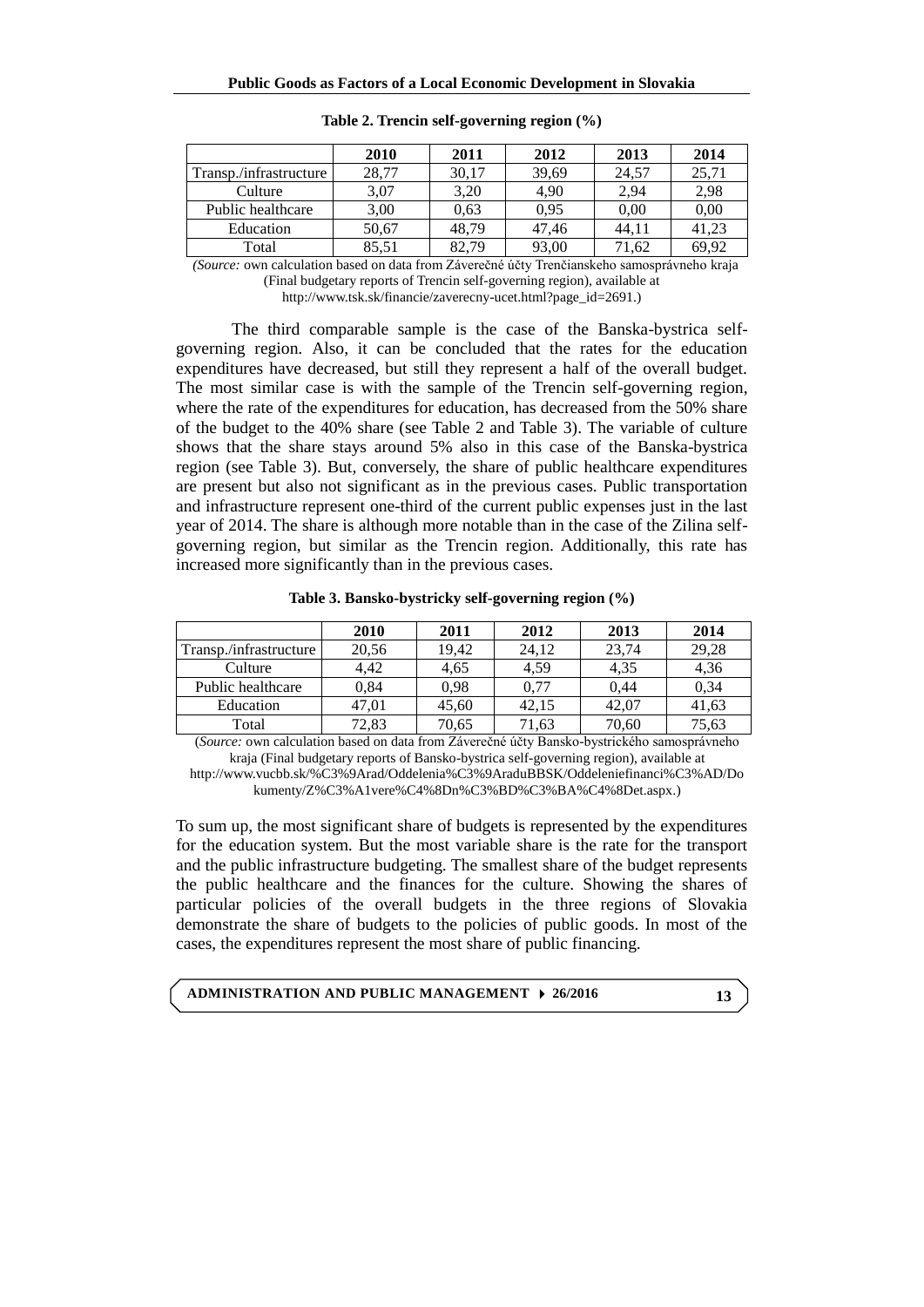**Table 2. Trencin self-governing region (%)**

| | 2010 | 2011 | 2012 | 2013 | 2014 |
|---|---|---|---|---|---|
| Transp./infrastructure | 28,77 | 30,17 | 39,69 | 24,57 | 25,71 |
| Culture | 3,07 | 3,20 | 4,90 | 2,94 | 2,98 |
| Public healthcare | 3,00 | 0,63 | 0,95 | 0,00 | 0,00 |
| Education | 50,67 | 48,79 | 47,46 | 44,11 | 41,23 |
| Total | 85,51 | 82,79 | 93,00 | 71,62 | 69,92 |

*(Source:* own calculation based on data from Záverečné účty Trenčianskeho samosprávneho kraja (Final budgetary reports of Trencin self-governing region), available at http://www.tsk.sk/financie/zaverecny-ucet.html?page_id=2691.)

The third comparable sample is the case of the Banska-bystrica self-governing region. Also, it can be concluded that the rates for the education expenditures have decreased, but still they represent a half of the overall budget. The most similar case is with the sample of the Trencin self-governing region, where the rate of the expenditures for education, has decreased from the 50% share of the budget to the 40% share (see Table 2 and Table 3). The variable of culture shows that the share stays around 5% also in this case of the Banska-bystrica region (see Table 3). But, conversely, the share of public healthcare expenditures are present but also not significant as in the previous cases. Public transportation and infrastructure represent one-third of the current public expenses just in the last year of 2014. The share is although more notable than in the case of the Zilina self-governing region, but similar as the Trencin region. Additionally, this rate has increased more significantly than in the previous cases.

**Table 3. Bansko-bystricky self-governing region (%)**

| | 2010 | 2011 | 2012 | 2013 | 2014 |
|---|---|---|---|---|---|
| Transp./infrastructure | 20,56 | 19,42 | 24,12 | 23,74 | 29,28 |
| Culture | 4,42 | 4,65 | 4,59 | 4,35 | 4,36 |
| Public healthcare | 0,84 | 0,98 | 0,77 | 0,44 | 0,34 |
| Education | 47,01 | 45,60 | 42,15 | 42,07 | 41,63 |
| Total | 72,83 | 70,65 | 71,63 | 70,60 | 75,63 |

(*Source:* own calculation based on data from Záverečné účty Bansko-bystrického samosprávneho kraja (Final budgetary reports of Bansko-bystrica self-governing region), available at http://www.vucbb.sk/%C3%9Arad/Oddelenia%C3%9AraduBBSK/Oddeleniefinanci%C3%AD/Dokumenty/Z%C3%A1vere%C4%8Dn%C3%BD%C3%BA%C4%8Det.aspx.)

To sum up, the most significant share of budgets is represented by the expenditures for the education system. But the most variable share is the rate for the transport and the public infrastructure budgeting. The smallest share of the budget represents the public healthcare and the finances for the culture. Showing the shares of particular policies of the overall budgets in the three regions of Slovakia demonstrate the share of budgets to the policies of public goods. In most of the cases, the expenditures represent the most share of public financing.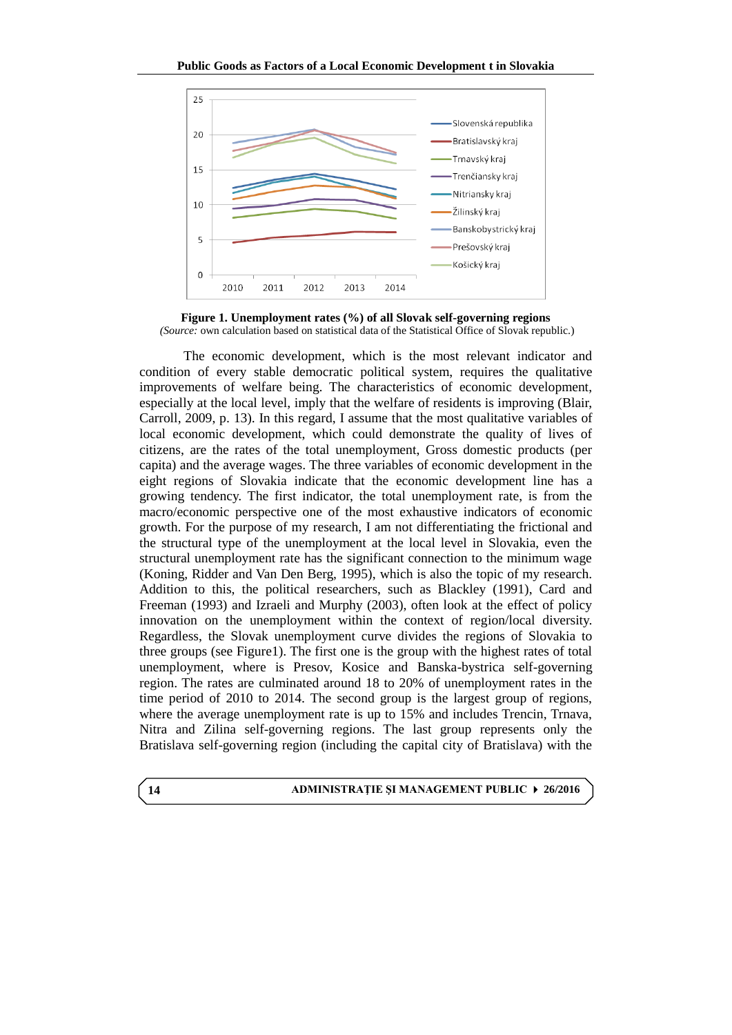**Figure 1. Unemployment rates (%) of all Slovak self-governing regions**
*(Source:* own calculation based on statistical data of the Statistical Office of Slovak republic.)

The economic development, which is the most relevant indicator and condition of every stable democratic political system, requires the qualitative improvements of welfare being. The characteristics of economic development, especially at the local level, imply that the welfare of residents is improving (Blair, Carroll, 2009, p. 13). In this regard, I assume that the most qualitative variables of local economic development, which could demonstrate the quality of lives of citizens, are the rates of the total unemployment, Gross domestic products (per capita) and the average wages. The three variables of economic development in the eight regions of Slovakia indicate that the economic development line has a growing tendency. The first indicator, the total unemployment rate, is from the macro/economic perspective one of the most exhaustive indicators of economic growth. For the purpose of my research, I am not differentiating the frictional and the structural type of the unemployment at the local level in Slovakia, even the structural unemployment rate has the significant connection to the minimum wage (Koning, Ridder and Van Den Berg, 1995), which is also the topic of my research. Addition to this, the political researchers, such as Blackley (1991), Card and Freeman (1993) and Izraeli and Murphy (2003), often look at the effect of policy innovation on the unemployment within the context of region/local diversity. Regardless, the Slovak unemployment curve divides the regions of Slovakia to three groups (see Figure1). The first one is the group with the highest rates of total unemployment, where is Presov, Kosice and Banska-bystrica self-governing region. The rates are culminated around 18 to 20% of unemployment rates in the time period of 2010 to 2014. The second group is the largest group of regions, where the average unemployment rate is up to 15% and includes Trencin, Trnava, Nitra and Zilina self-governing regions. The last group represents only the Bratislava self-governing region (including the capital city of Bratislava) with the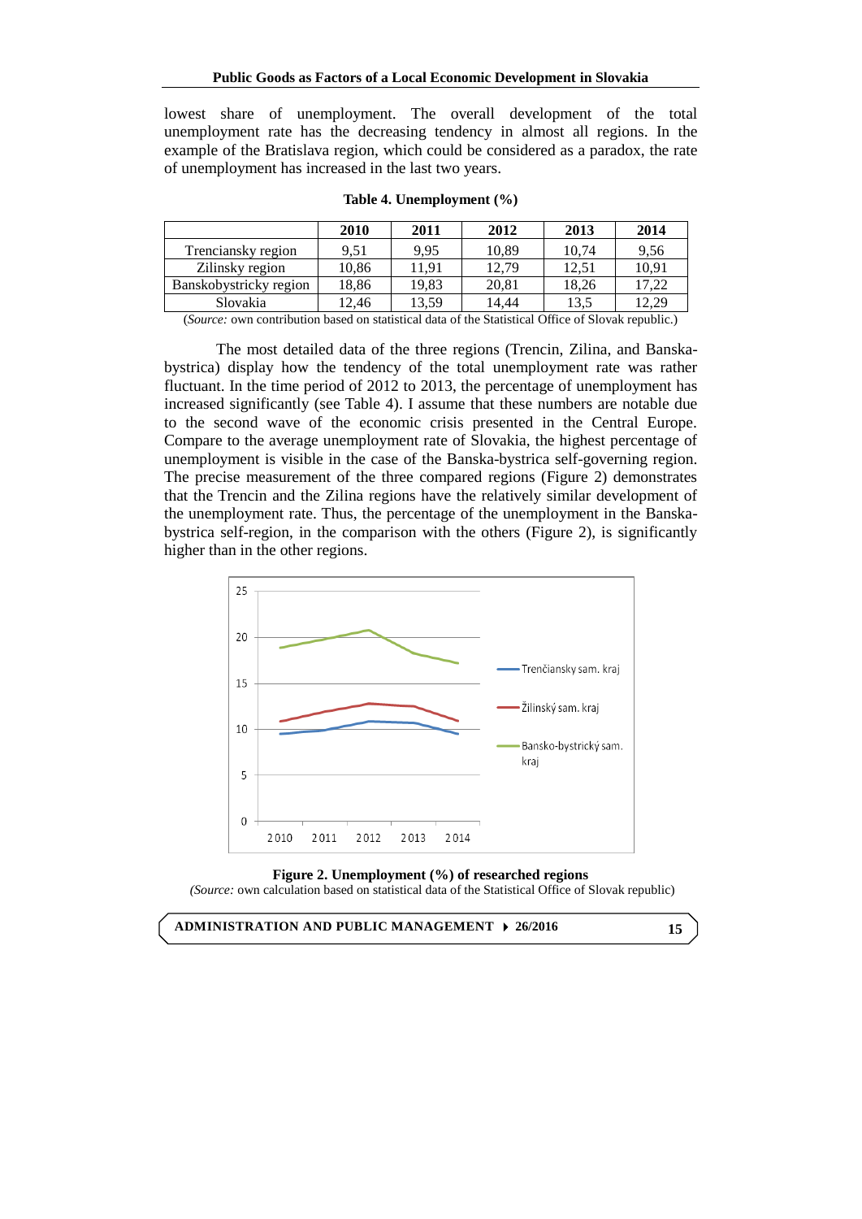lowest share of unemployment. The overall development of the total unemployment rate has the decreasing tendency in almost all regions. In the example of the Bratislava region, which could be considered as a paradox, the rate of unemployment has increased in the last two years.

**Table 4. Unemployment (%)**

| | 2010 | 2011 | 2012 | 2013 | 2014 |
|---|---|---|---|---|---|
| Trenciansky region | 9,51 | 9,95 | 10,89 | 10,74 | 9,56 |
| Zilinsky region | 10,86 | 11,91 | 12,79 | 12,51 | 10,91 |
| Banskobystricky region | 18,86 | 19,83 | 20,81 | 18,26 | 17,22 |
| Slovakia | 12,46 | 13,59 | 14,44 | 13,5 | 12,29 |

(*Source:* own contribution based on statistical data of the Statistical Office of Slovak republic.)

The most detailed data of the three regions (Trencin, Zilina, and Banska-bystrica) display how the tendency of the total unemployment rate was rather fluctuant. In the time period of 2012 to 2013, the percentage of unemployment has increased significantly (see Table 4). I assume that these numbers are notable due to the second wave of the economic crisis presented in the Central Europe. Compare to the average unemployment rate of Slovakia, the highest percentage of unemployment is visible in the case of the Banska-bystrica self-governing region. The precise measurement of the three compared regions (Figure 2) demonstrates that the Trencin and the Zilina regions have the relatively similar development of the unemployment rate. Thus, the percentage of the unemployment in the Banska-bystrica self-region, in the comparison with the others (Figure 2), is significantly higher than in the other regions.

**Figure 2. Unemployment (%) of researched regions**
(*Source:* own calculation based on statistical data of the Statistical Office of Slovak republic)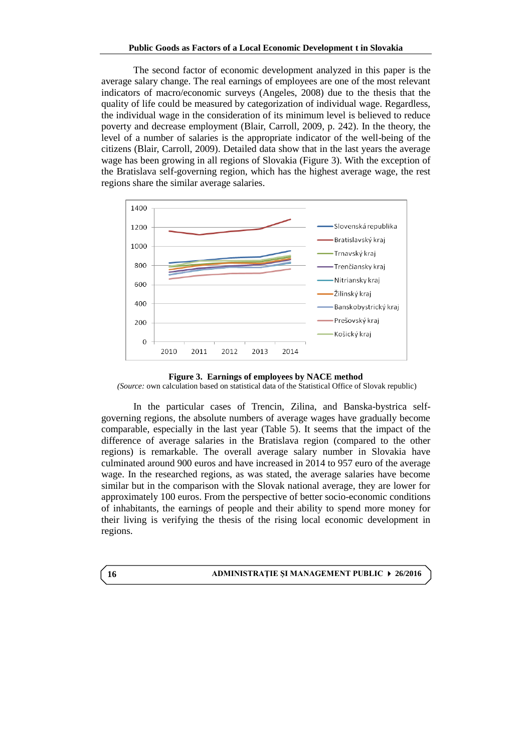The second factor of economic development analyzed in this paper is the average salary change. The real earnings of employees are one of the most relevant indicators of macro/economic surveys (Angeles, 2008) due to the thesis that the quality of life could be measured by categorization of individual wage. Regardless, the individual wage in the consideration of its minimum level is believed to reduce poverty and decrease employment (Blair, Carroll, 2009, p. 242). In the theory, the level of a number of salaries is the appropriate indicator of the well-being of the citizens (Blair, Carroll, 2009). Detailed data show that in the last years the average wage has been growing in all regions of Slovakia (Figure 3). With the exception of the Bratislava self-governing region, which has the highest average wage, the rest regions share the similar average salaries.

**Figure 3. Earnings of employees by NACE method**

*(Source:* own calculation based on statistical data of the Statistical Office of Slovak republic)

In the particular cases of Trencin, Zilina, and Banska-bystrica self-governing regions, the absolute numbers of average wages have gradually become comparable, especially in the last year (Table 5). It seems that the impact of the difference of average salaries in the Bratislava region (compared to the other regions) is remarkable. The overall average salary number in Slovakia have culminated around 900 euros and have increased in 2014 to 957 euro of the average wage. In the researched regions, as was stated, the average salaries have become similar but in the comparison with the Slovak national average, they are lower for approximately 100 euros. From the perspective of better socio-economic conditions of inhabitants, the earnings of people and their ability to spend more money for their living is verifying the thesis of the rising local economic development in regions.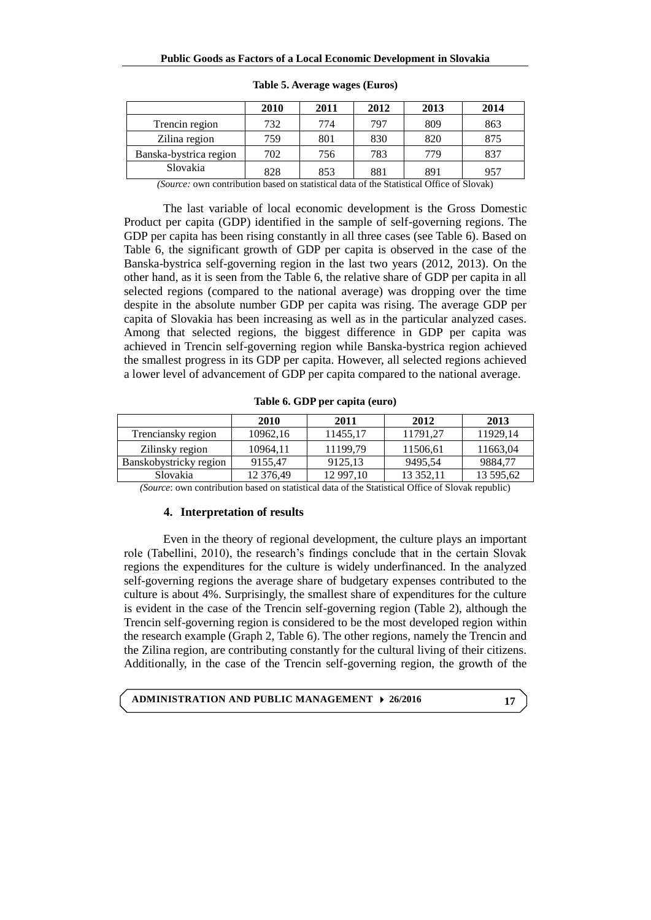**Table 5. Average wages (Euros)**

| | 2010 | 2011 | 2012 | 2013 | 2014 |
|---|---|---|---|---|---|
| Trencin region | 732 | 774 | 797 | 809 | 863 |
| Zilina region | 759 | 801 | 830 | 820 | 875 |
| Banska-bystrica region | 702 | 756 | 783 | 779 | 837 |
| Slovakia | 828 | 853 | 881 | 891 | 957 |

*(Source:* own contribution based on statistical data of the Statistical Office of Slovak)

The last variable of local economic development is the Gross Domestic Product per capita (GDP) identified in the sample of self-governing regions. The GDP per capita has been rising constantly in all three cases (see Table 6). Based on Table 6, the significant growth of GDP per capita is observed in the case of the Banska-bystrica self-governing region in the last two years (2012, 2013). On the other hand, as it is seen from the Table 6, the relative share of GDP per capita in all selected regions (compared to the national average) was dropping over the time despite in the absolute number GDP per capita was rising. The average GDP per capita of Slovakia has been increasing as well as in the particular analyzed cases. Among that selected regions, the biggest difference in GDP per capita was achieved in Trencin self-governing region while Banska-bystrica region achieved the smallest progress in its GDP per capita. However, all selected regions achieved a lower level of advancement of GDP per capita compared to the national average.

**Table 6. GDP per capita (euro)**

| | 2010 | 2011 | 2012 | 2013 |
|---|---|---|---|---|
| Trenciansky region | 10962,16 | 11455,17 | 11791,27 | 11929,14 |
| Zilinsky region | 10964,11 | 11199,79 | 11506,61 | 11663,04 |
| Banskobystricky region | 9155,47 | 9125,13 | 9495,54 | 9884,77 |
| Slovakia | 12 376,49 | 12 997,10 | 13 352,11 | 13 595,62 |

*(Source*: own contribution based on statistical data of the Statistical Office of Slovak republic)

## 4. Interpretation of results

Even in the theory of regional development, the culture plays an important role (Tabellini, 2010), the research's findings conclude that in the certain Slovak regions the expenditures for the culture is widely underfinanced. In the analyzed self-governing regions the average share of budgetary expenses contributed to the culture is about 4%. Surprisingly, the smallest share of expenditures for the culture is evident in the case of the Trencin self-governing region (Table 2), although the Trencin self-governing region is considered to be the most developed region within the research example (Graph 2, Table 6). The other regions, namely the Trencin and the Zilina region, are contributing constantly for the cultural living of their citizens. Additionally, in the case of the Trencin self-governing region, the growth of the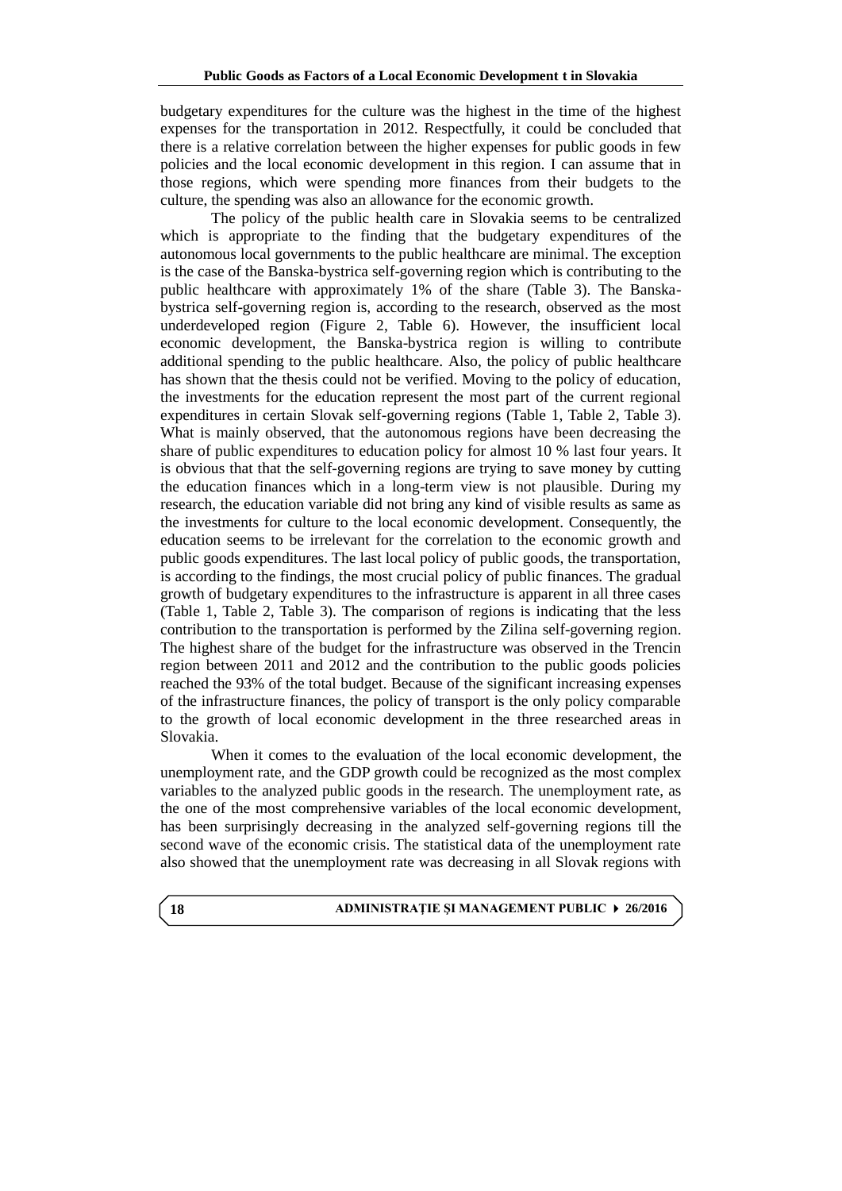budgetary expenditures for the culture was the highest in the time of the highest expenses for the transportation in 2012. Respectfully, it could be concluded that there is a relative correlation between the higher expenses for public goods in few policies and the local economic development in this region. I can assume that in those regions, which were spending more finances from their budgets to the culture, the spending was also an allowance for the economic growth.

The policy of the public health care in Slovakia seems to be centralized which is appropriate to the finding that the budgetary expenditures of the autonomous local governments to the public healthcare are minimal. The exception is the case of the Banska-bystrica self-governing region which is contributing to the public healthcare with approximately 1% of the share (Table 3). The Banska-bystrica self-governing region is, according to the research, observed as the most underdeveloped region (Figure 2, Table 6). However, the insufficient local economic development, the Banska-bystrica region is willing to contribute additional spending to the public healthcare. Also, the policy of public healthcare has shown that the thesis could not be verified. Moving to the policy of education, the investments for the education represent the most part of the current regional expenditures in certain Slovak self-governing regions (Table 1, Table 2, Table 3). What is mainly observed, that the autonomous regions have been decreasing the share of public expenditures to education policy for almost 10 % last four years. It is obvious that that the self-governing regions are trying to save money by cutting the education finances which in a long-term view is not plausible. During my research, the education variable did not bring any kind of visible results as same as the investments for culture to the local economic development. Consequently, the education seems to be irrelevant for the correlation to the economic growth and public goods expenditures. The last local policy of public goods, the transportation, is according to the findings, the most crucial policy of public finances. The gradual growth of budgetary expenditures to the infrastructure is apparent in all three cases (Table 1, Table 2, Table 3). The comparison of regions is indicating that the less contribution to the transportation is performed by the Zilina self-governing region. The highest share of the budget for the infrastructure was observed in the Trencin region between 2011 and 2012 and the contribution to the public goods policies reached the 93% of the total budget. Because of the significant increasing expenses of the infrastructure finances, the policy of transport is the only policy comparable to the growth of local economic development in the three researched areas in Slovakia.

When it comes to the evaluation of the local economic development, the unemployment rate, and the GDP growth could be recognized as the most complex variables to the analyzed public goods in the research. The unemployment rate, as the one of the most comprehensive variables of the local economic development, has been surprisingly decreasing in the analyzed self-governing regions till the second wave of the economic crisis. The statistical data of the unemployment rate also showed that the unemployment rate was decreasing in all Slovak regions with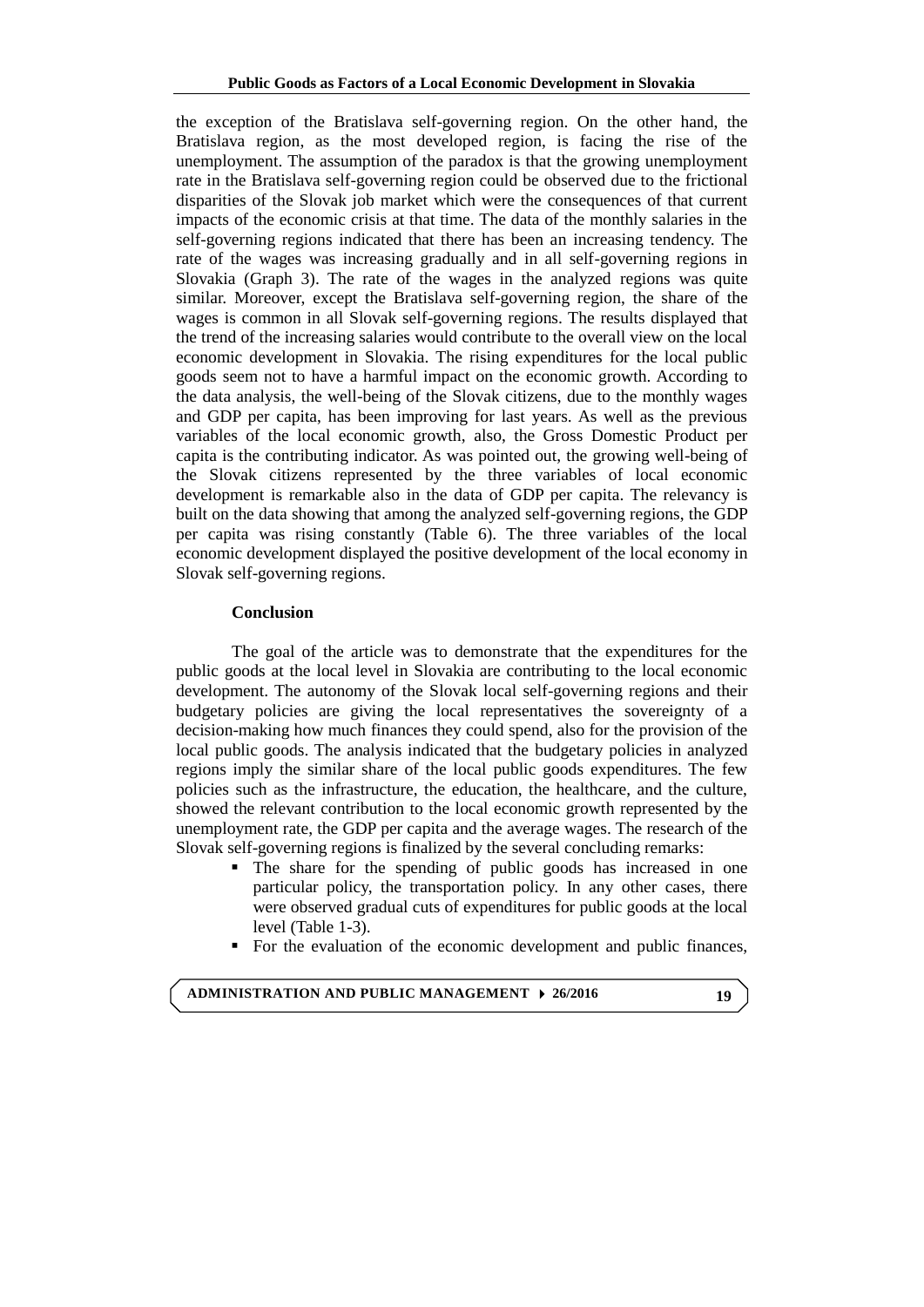the exception of the Bratislava self-governing region. On the other hand, the Bratislava region, as the most developed region, is facing the rise of the unemployment. The assumption of the paradox is that the growing unemployment rate in the Bratislava self-governing region could be observed due to the frictional disparities of the Slovak job market which were the consequences of that current impacts of the economic crisis at that time. The data of the monthly salaries in the self-governing regions indicated that there has been an increasing tendency. The rate of the wages was increasing gradually and in all self-governing regions in Slovakia (Graph 3). The rate of the wages in the analyzed regions was quite similar. Moreover, except the Bratislava self-governing region, the share of the wages is common in all Slovak self-governing regions. The results displayed that the trend of the increasing salaries would contribute to the overall view on the local economic development in Slovakia. The rising expenditures for the local public goods seem not to have a harmful impact on the economic growth. According to the data analysis, the well-being of the Slovak citizens, due to the monthly wages and GDP per capita, has been improving for last years. As well as the previous variables of the local economic growth, also, the Gross Domestic Product per capita is the contributing indicator. As was pointed out, the growing well-being of the Slovak citizens represented by the three variables of local economic development is remarkable also in the data of GDP per capita. The relevancy is built on the data showing that among the analyzed self-governing regions, the GDP per capita was rising constantly (Table 6). The three variables of the local economic development displayed the positive development of the local economy in Slovak self-governing regions.

## Conclusion

The goal of the article was to demonstrate that the expenditures for the public goods at the local level in Slovakia are contributing to the local economic development. The autonomy of the Slovak local self-governing regions and their budgetary policies are giving the local representatives the sovereignty of a decision-making how much finances they could spend, also for the provision of the local public goods. The analysis indicated that the budgetary policies in analyzed regions imply the similar share of the local public goods expenditures. The few policies such as the infrastructure, the education, the healthcare, and the culture, showed the relevant contribution to the local economic growth represented by the unemployment rate, the GDP per capita and the average wages. The research of the Slovak self-governing regions is finalized by the several concluding remarks:

- The share for the spending of public goods has increased in one particular policy, the transportation policy. In any other cases, there were observed gradual cuts of expenditures for public goods at the local level (Table 1-3).
- For the evaluation of the economic development and public finances,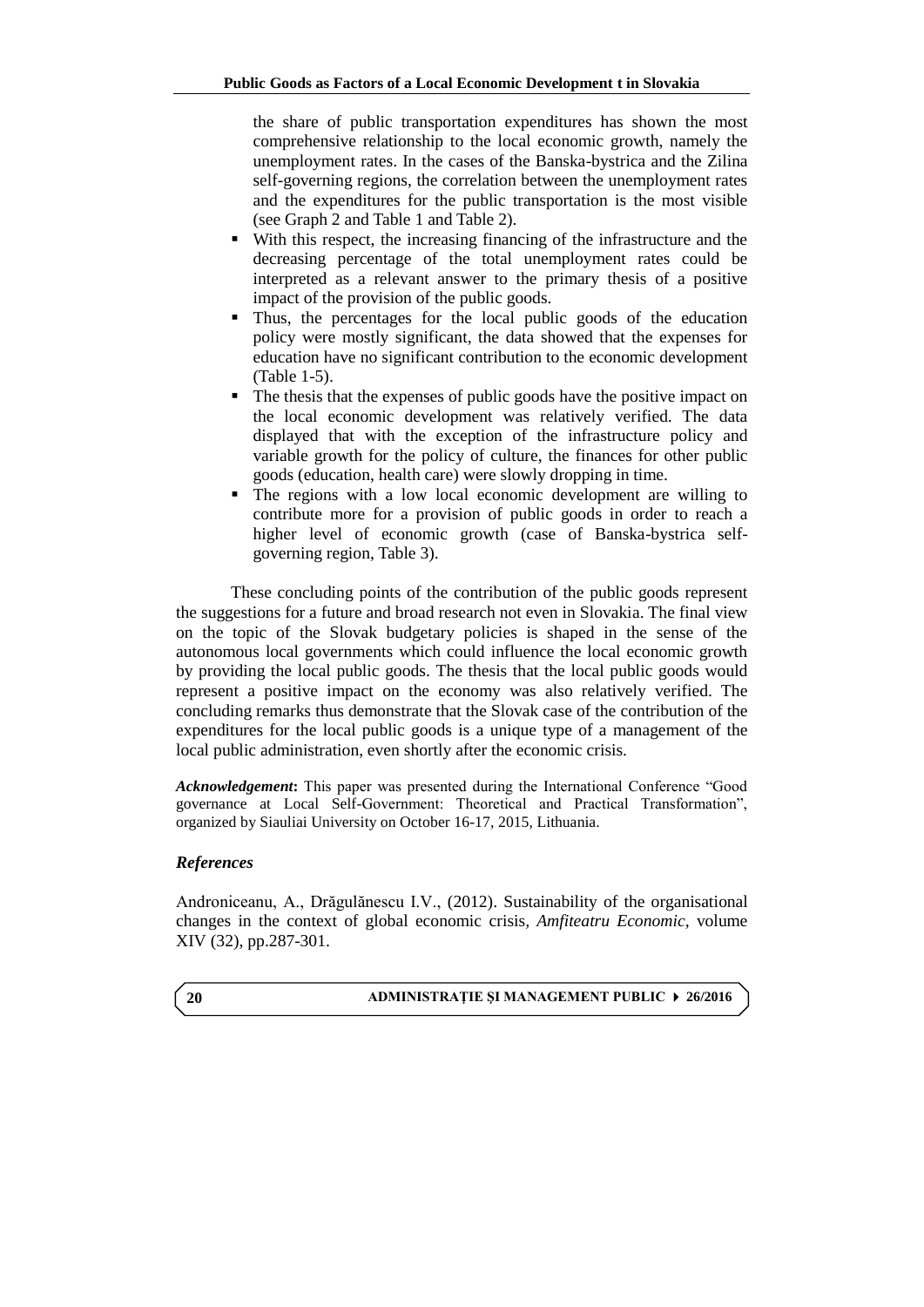the share of public transportation expenditures has shown the most comprehensive relationship to the local economic growth, namely the unemployment rates. In the cases of the Banska-bystrica and the Zilina self-governing regions, the correlation between the unemployment rates and the expenditures for the public transportation is the most visible (see Graph 2 and Table 1 and Table 2).

- With this respect, the increasing financing of the infrastructure and the decreasing percentage of the total unemployment rates could be interpreted as a relevant answer to the primary thesis of a positive impact of the provision of the public goods.
- Thus, the percentages for the local public goods of the education policy were mostly significant, the data showed that the expenses for education have no significant contribution to the economic development (Table 1-5).
- The thesis that the expenses of public goods have the positive impact on the local economic development was relatively verified. The data displayed that with the exception of the infrastructure policy and variable growth for the policy of culture, the finances for other public goods (education, health care) were slowly dropping in time.
- The regions with a low local economic development are willing to contribute more for a provision of public goods in order to reach a higher level of economic growth (case of Banska-bystrica self-governing region, Table 3).

These concluding points of the contribution of the public goods represent the suggestions for a future and broad research not even in Slovakia. The final view on the topic of the Slovak budgetary policies is shaped in the sense of the autonomous local governments which could influence the local economic growth by providing the local public goods. The thesis that the local public goods would represent a positive impact on the economy was also relatively verified. The concluding remarks thus demonstrate that the Slovak case of the contribution of the expenditures for the local public goods is a unique type of a management of the local public administration, even shortly after the economic crisis.

***Acknowledgement*:** This paper was presented during the International Conference "Good governance at Local Self-Government: Theoretical and Practical Transformation", organized by Siauliai University on October 16-17, 2015, Lithuania.

### *References*

Androniceanu, A., Drăgulănescu I.V., (2012). Sustainability of the organisational changes in the context of global economic crisis, *Amfiteatru Economic*, volume XIV (32), pp.287-301.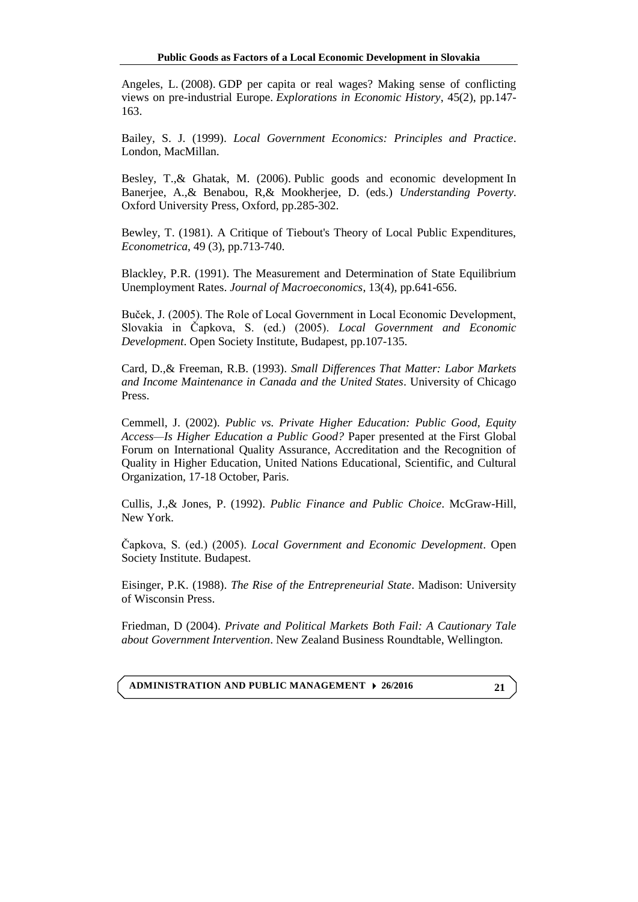Angeles, L. (2008). GDP per capita or real wages? Making sense of conflicting views on pre-industrial Europe. *Explorations in Economic History*, 45(2), pp.147-163.

Bailey, S. J. (1999). *Local Government Economics: Principles and Practice*. London, MacMillan.

Besley, T.,& Ghatak, M. (2006). Public goods and economic development In Banerjee, A.,& Benabou, R,& Mookherjee, D. (eds.) *Understanding Poverty*. Oxford University Press, Oxford, pp.285-302.

Bewley, T. (1981). A Critique of Tiebout's Theory of Local Public Expenditures, *Econometrica*, 49 (3), pp.713-740.

Blackley, P.R. (1991). The Measurement and Determination of State Equilibrium Unemployment Rates. *Journal of Macroeconomics*, 13(4), pp.641-656.

Buček, J. (2005). The Role of Local Government in Local Economic Development, Slovakia in Čapkova, S. (ed.) (2005). *Local Government and Economic Development*. Open Society Institute, Budapest, pp.107-135.

Card, D.,& Freeman, R.B. (1993). *Small Differences That Matter: Labor Markets and Income Maintenance in Canada and the United States*. University of Chicago Press.

Cemmell, J. (2002). *Public vs. Private Higher Education: Public Good, Equity Access—Is Higher Education a Public Good?* Paper presented at the First Global Forum on International Quality Assurance, Accreditation and the Recognition of Quality in Higher Education, United Nations Educational, Scientific, and Cultural Organization, 17-18 October, Paris.

Cullis, J.,& Jones, P. (1992). *Public Finance and Public Choice*. McGraw-Hill, New York.

Čapkova, S. (ed.) (2005). *Local Government and Economic Development*. Open Society Institute. Budapest.

Eisinger, P.K. (1988). *The Rise of the Entrepreneurial State*. Madison: University of Wisconsin Press.

Friedman, D (2004). *Private and Political Markets Both Fail: A Cautionary Tale about Government Intervention*. New Zealand Business Roundtable, Wellington.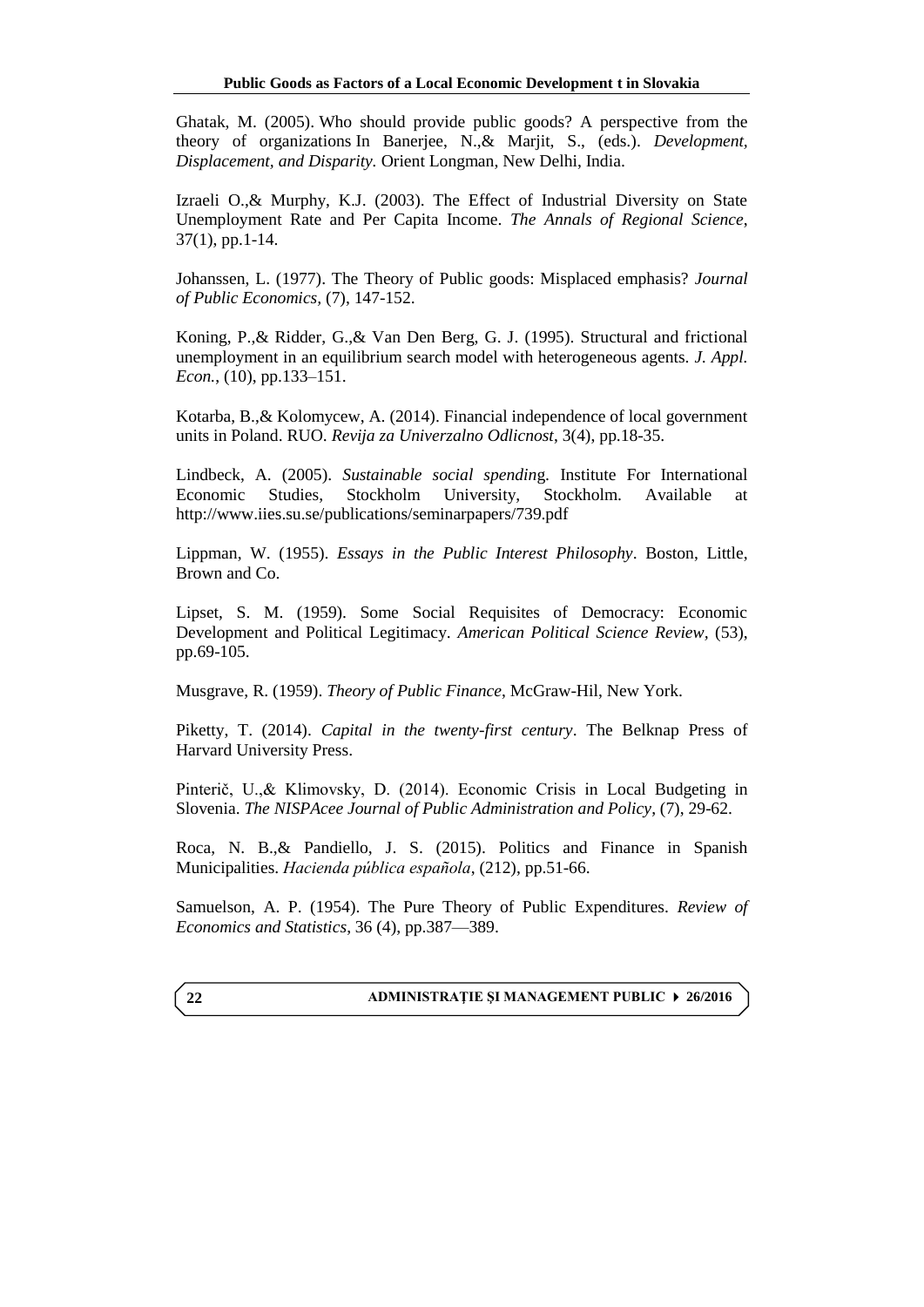Ghatak, M. (2005). Who should provide public goods? A perspective from the theory of organizations In Banerjee, N.,& Marjit, S., (eds.). *Development, Displacement, and Disparity.* Orient Longman, New Delhi, India.

Izraeli O.,& Murphy, K.J. (2003). The Effect of Industrial Diversity on State Unemployment Rate and Per Capita Income. *The Annals of Regional Science*, 37(1), pp.1-14.

Johanssen, L. (1977). The Theory of Public goods: Misplaced emphasis? *Journal of Public Economics*, (7), 147-152.

Koning, P.,& Ridder, G.,& Van Den Berg, G. J. (1995). Structural and frictional unemployment in an equilibrium search model with heterogeneous agents. *J. Appl. Econ.*, (10), pp.133–151.

Kotarba, B.,& Kolomycew, A. (2014). Financial independence of local government units in Poland. RUO. *Revija za Univerzalno Odlicnost*, 3(4), pp.18-35.

Lindbeck, A. (2005). *Sustainable social spending*. Institute For International Economic Studies, Stockholm University, Stockholm. Available at http://www.iies.su.se/publications/seminarpapers/739.pdf

Lippman, W. (1955). *Essays in the Public Interest Philosophy*. Boston, Little, Brown and Co.

Lipset, S. M. (1959). Some Social Requisites of Democracy: Economic Development and Political Legitimacy. *American Political Science Review*, (53), pp.69-105.

Musgrave, R. (1959). *Theory of Public Finance*, McGraw-Hil, New York.

Piketty, T. (2014). *Capital in the twenty-first century*. The Belknap Press of Harvard University Press.

Pinterič, U.,& Klimovsky, D. (2014). Economic Crisis in Local Budgeting in Slovenia. *The NISPAcee Journal of Public Administration and Policy*, (7), 29-62.

Roca, N. B.,& Pandiello, J. S. (2015). Politics and Finance in Spanish Municipalities. *Hacienda pública española*, (212), pp.51-66.

Samuelson, A. P. (1954). The Pure Theory of Public Expenditures. *Review of Economics and Statistics*, 36 (4), pp.387—389.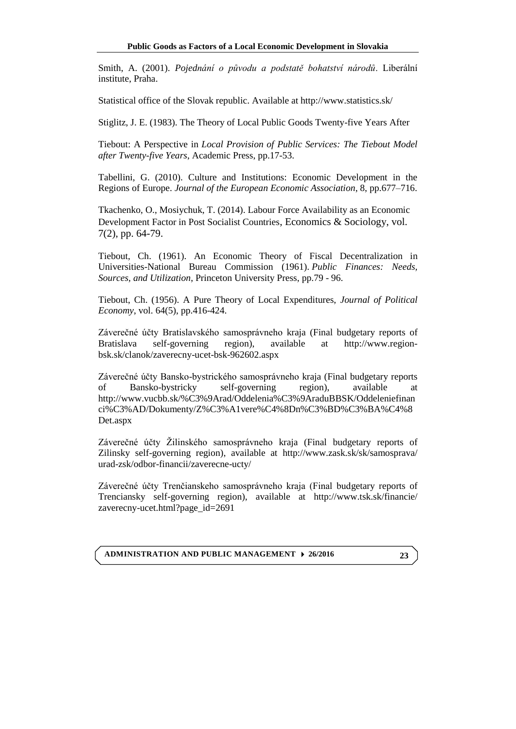Smith, A. (2001). *Pojednání o původu a podstatě bohatství národů*. Liberální institute, Praha.

Statistical office of the Slovak republic. Available at http://www.statistics.sk/

Stiglitz, J. E. (1983). The Theory of Local Public Goods Twenty-five Years After

Tiebout: A Perspective in *Local Provision of Public Services: The Tiebout Model after Twenty-five Years*, Academic Press, pp.17-53.

Tabellini, G. (2010). Culture and Institutions: Economic Development in the Regions of Europe. *Journal of the European Economic Association*, 8, pp.677–716.

Tkachenko, O., Mosiychuk, T. (2014). Labour Force Availability as an Economic Development Factor in Post Socialist Countries, Economics & Sociology, vol. 7(2), pp. 64-79.

Tiebout, Ch. (1961). An Economic Theory of Fiscal Decentralization in Universities-National Bureau Commission (1961). *Public Finances: Needs, Sources, and Utilization*, Princeton University Press, pp.79 - 96.

Tiebout, Ch. (1956). A Pure Theory of Local Expenditures, *Journal of Political Economy*, vol. 64(5), pp.416-424.

Záverečné účty Bratislavského samosprávneho kraja (Final budgetary reports of Bratislava self-governing region), available at http://www.region-bsk.sk/clanok/zaverecny-ucet-bsk-962602.aspx

Záverečné účty Bansko-bystrického samosprávneho kraja (Final budgetary reports of Bansko-bystricky self-governing region), available at http://www.vucbb.sk/%C3%9Arad/Oddelenia%C3%9AraduBBSK/Oddeleniefinanci%C3%AD/Dokumenty/Z%C3%A1vere%C4%8Dn%C3%BD%C3%BA%C4%8Det.aspx

Záverečné účty Žilinského samosprávneho kraja (Final budgetary reports of Zilinsky self-governing region), available at http://www.zask.sk/sk/samosprava/urad-zsk/odbor-financii/zaverecne-ucty/

Záverečné účty Trenčianskeho samosprávneho kraja (Final budgetary reports of Trenciansky self-governing region), available at http://www.tsk.sk/financie/zaverecny-ucet.html?page_id=2691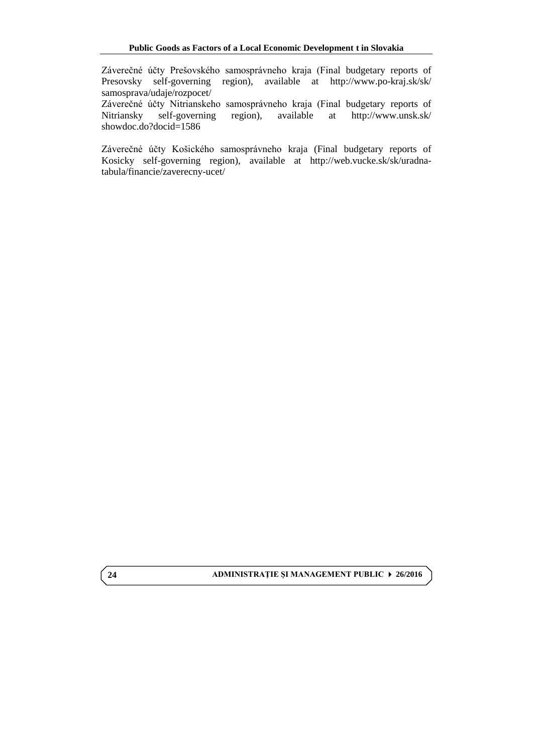Záverečné účty Prešovského samosprávneho kraja (Final budgetary reports of Presovsky self-governing region), available at http://www.po-kraj.sk/sk/samosprava/udaje/rozpocet/

Záverečné účty Nitrianskeho samosprávneho kraja (Final budgetary reports of Nitriansky self-governing region), available at http://www.unsk.sk/showdoc.do?docid=1586

Záverečné účty Košického samosprávneho kraja (Final budgetary reports of Kosicky self-governing region), available at http://web.vucke.sk/sk/uradna-tabula/financie/zaverecny-ucet/